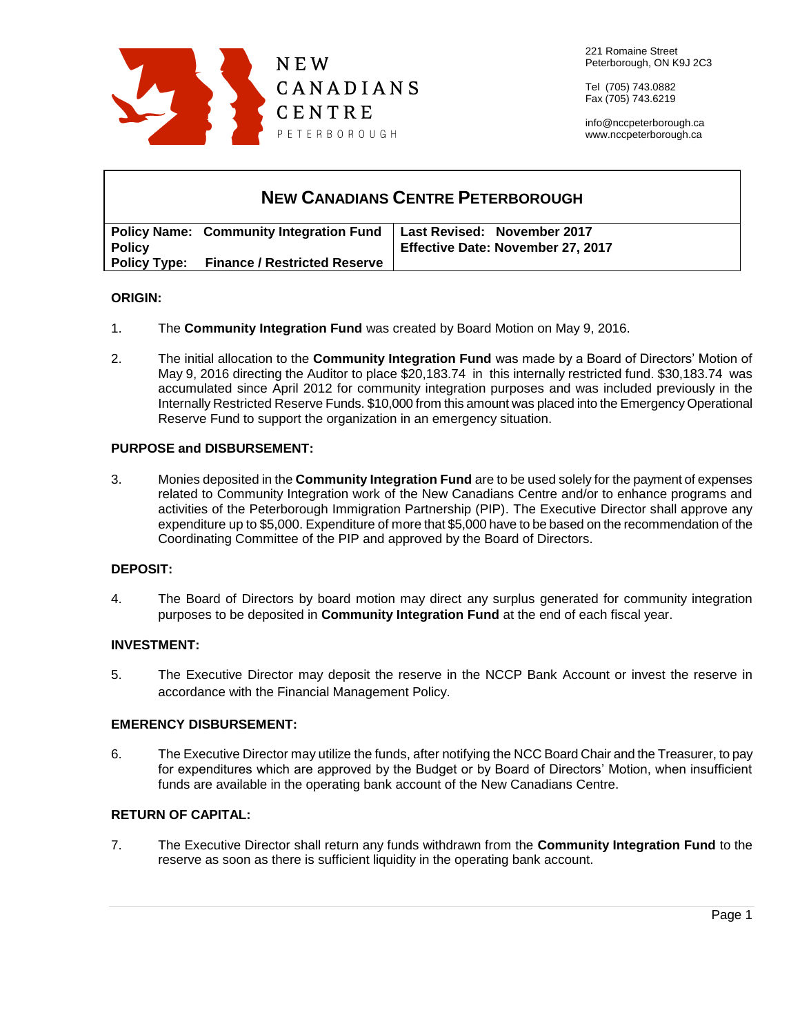NEW
CANADIANS
CENTRE
PETERBOROUGH

221 Romaine Street
Peterborough, ON K9J 2C3

Tel (705) 743.0882
Fax (705) 743.6219

info@nccpeterborough.ca
www.nccpeterborough.ca

# NEW CANADIANS CENTRE PETERBOROUGH

| **Policy Name: Community Integration Fund Policy** | **Last Revised: November 2017** |
|---|---|
| **Policy Type: Finance / Restricted Reserve** | **Effective Date: November 27, 2017** |

### ORIGIN:

1. The **Community Integration Fund** was created by Board Motion on May 9, 2016.

2. The initial allocation to the **Community Integration Fund** was made by a Board of Directors' Motion of May 9, 2016 directing the Auditor to place $20,183.74 in this internally restricted fund. $30,183.74 was accumulated since April 2012 for community integration purposes and was included previously in the Internally Restricted Reserve Funds. $10,000 from this amount was placed into the Emergency Operational Reserve Fund to support the organization in an emergency situation.

### PURPOSE and DISBURSEMENT:

3. Monies deposited in the **Community Integration Fund** are to be used solely for the payment of expenses related to Community Integration work of the New Canadians Centre and/or to enhance programs and activities of the Peterborough Immigration Partnership (PIP). The Executive Director shall approve any expenditure up to $5,000. Expenditure of more that $5,000 have to be based on the recommendation of the Coordinating Committee of the PIP and approved by the Board of Directors.

### DEPOSIT:

4. The Board of Directors by board motion may direct any surplus generated for community integration purposes to be deposited in **Community Integration Fund** at the end of each fiscal year.

### INVESTMENT:

5. The Executive Director may deposit the reserve in the NCCP Bank Account or invest the reserve in accordance with the Financial Management Policy.

### EMERENCY DISBURSEMENT:

6. The Executive Director may utilize the funds, after notifying the NCC Board Chair and the Treasurer, to pay for expenditures which are approved by the Budget or by Board of Directors' Motion, when insufficient funds are available in the operating bank account of the New Canadians Centre.

### RETURN OF CAPITAL:

7. The Executive Director shall return any funds withdrawn from the **Community Integration Fund** to the reserve as soon as there is sufficient liquidity in the operating bank account.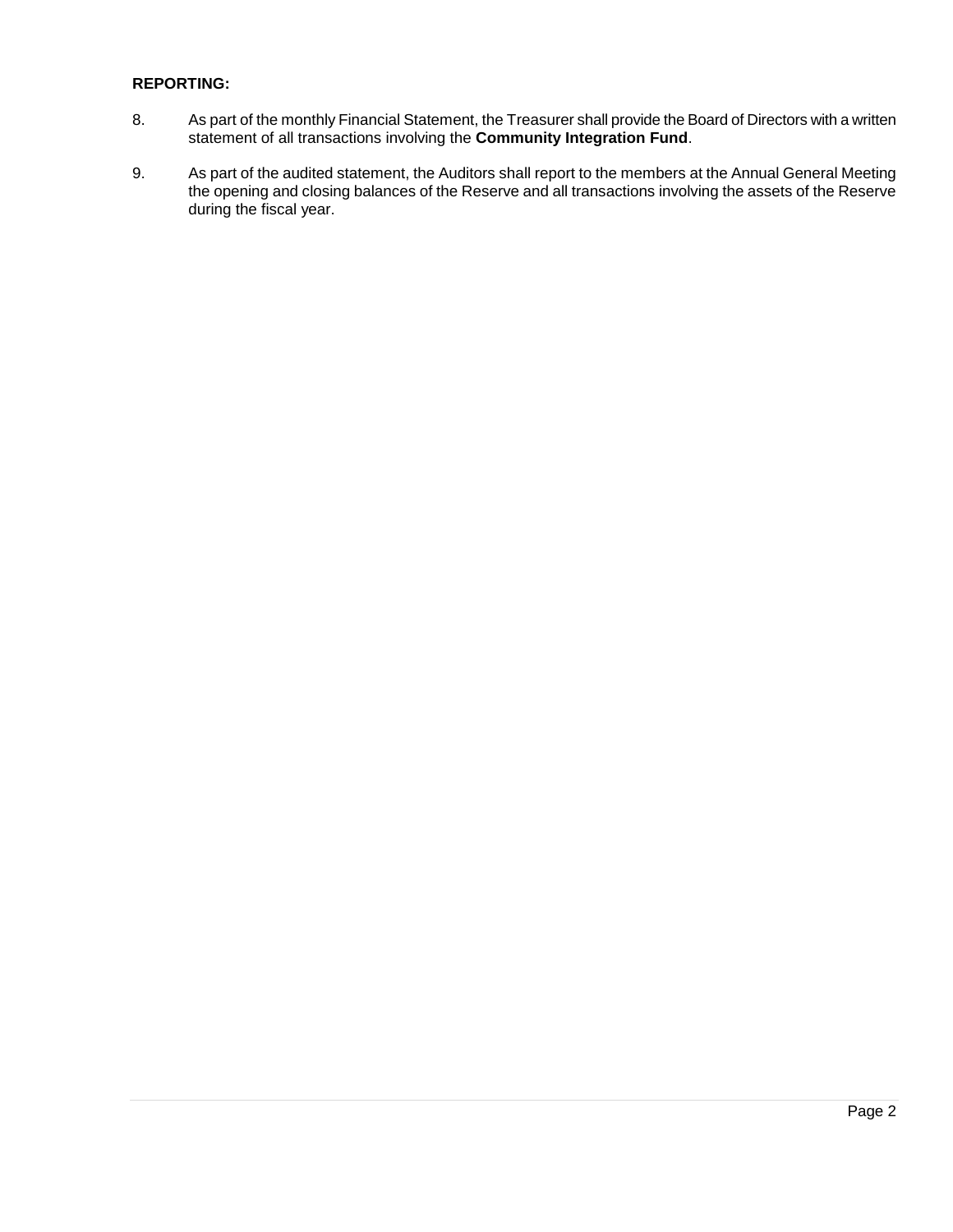**REPORTING:**

8. As part of the monthly Financial Statement, the Treasurer shall provide the Board of Directors with a written statement of all transactions involving the **Community Integration Fund**.

9. As part of the audited statement, the Auditors shall report to the members at the Annual General Meeting the opening and closing balances of the Reserve and all transactions involving the assets of the Reserve during the fiscal year.